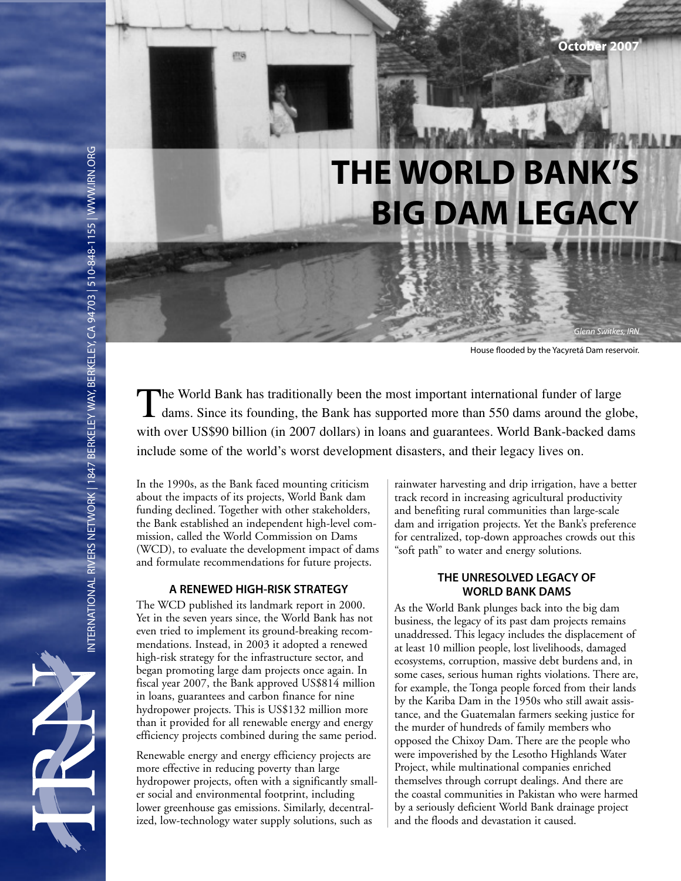October 2007

# THE WORLD BANK'S BIG DAM LEGACY

*Glenn Switkes, IRN*

House flooded by the Yacyretá Dam reservoir.

The World Bank has traditionally been the most important international funder of large dams. Since its founding, the Bank has supported more than 550 dams around the globe, with over US$90 billion (in 2007 dollars) in loans and guarantees. World Bank-backed dams include some of the world's worst development disasters, and their legacy lives on.

In the 1990s, as the Bank faced mounting criticism about the impacts of its projects, World Bank dam funding declined. Together with other stakeholders, the Bank established an independent high-level commission, called the World Commission on Dams (WCD), to evaluate the development impact of dams and formulate recommendations for future projects.

### A RENEWED HIGH-RISK STRATEGY

The WCD published its landmark report in 2000. Yet in the seven years since, the World Bank has not even tried to implement its ground-breaking recommendations. Instead, in 2003 it adopted a renewed high-risk strategy for the infrastructure sector, and began promoting large dam projects once again. In fiscal year 2007, the Bank approved US$814 million in loans, guarantees and carbon finance for nine hydropower projects. This is US$132 million more than it provided for all renewable energy and energy efficiency projects combined during the same period.

Renewable energy and energy efficiency projects are more effective in reducing poverty than large hydropower projects, often with a significantly smaller social and environmental footprint, including lower greenhouse gas emissions. Similarly, decentralized, low-technology water supply solutions, such as rainwater harvesting and drip irrigation, have a better track record in increasing agricultural productivity and benefiting rural communities than large-scale dam and irrigation projects. Yet the Bank's preference for centralized, top-down approaches crowds out this "soft path" to water and energy solutions.

### THE UNRESOLVED LEGACY OF WORLD BANK DAMS

As the World Bank plunges back into the big dam business, the legacy of its past dam projects remains unaddressed. This legacy includes the displacement of at least 10 million people, lost livelihoods, damaged ecosystems, corruption, massive debt burdens and, in some cases, serious human rights violations. There are, for example, the Tonga people forced from their lands by the Kariba Dam in the 1950s who still await assistance, and the Guatemalan farmers seeking justice for the murder of hundreds of family members who opposed the Chixoy Dam. There are the people who were impoverished by the Lesotho Highlands Water Project, while multinational companies enriched themselves through corrupt dealings. And there are the coastal communities in Pakistan who were harmed by a seriously deficient World Bank drainage project and the floods and devastation it caused.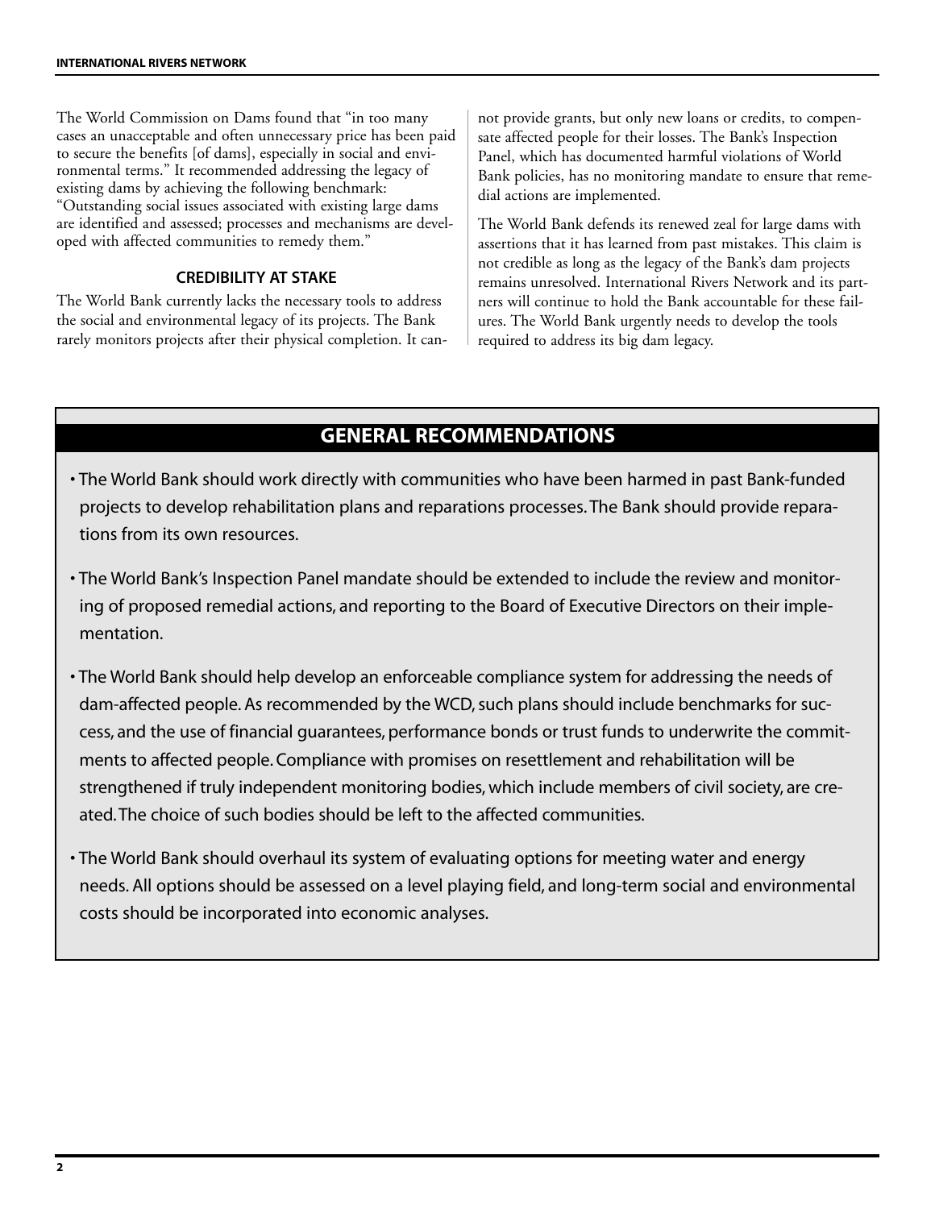The World Commission on Dams found that "in too many cases an unacceptable and often unnecessary price has been paid to secure the benefits [of dams], especially in social and environmental terms." It recommended addressing the legacy of existing dams by achieving the following benchmark: "Outstanding social issues associated with existing large dams are identified and assessed; processes and mechanisms are developed with affected communities to remedy them."

### CREDIBILITY AT STAKE

The World Bank currently lacks the necessary tools to address the social and environmental legacy of its projects. The Bank rarely monitors projects after their physical completion. It cannot provide grants, but only new loans or credits, to compensate affected people for their losses. The Bank's Inspection Panel, which has documented harmful violations of World Bank policies, has no monitoring mandate to ensure that remedial actions are implemented.

The World Bank defends its renewed zeal for large dams with assertions that it has learned from past mistakes. This claim is not credible as long as the legacy of the Bank's dam projects remains unresolved. International Rivers Network and its partners will continue to hold the Bank accountable for these failures. The World Bank urgently needs to develop the tools required to address its big dam legacy.

## GENERAL RECOMMENDATIONS

- The World Bank should work directly with communities who have been harmed in past Bank-funded projects to develop rehabilitation plans and reparations processes. The Bank should provide reparations from its own resources.
- The World Bank's Inspection Panel mandate should be extended to include the review and monitoring of proposed remedial actions, and reporting to the Board of Executive Directors on their implementation.
- The World Bank should help develop an enforceable compliance system for addressing the needs of dam-affected people. As recommended by the WCD, such plans should include benchmarks for success, and the use of financial guarantees, performance bonds or trust funds to underwrite the commitments to affected people. Compliance with promises on resettlement and rehabilitation will be strengthened if truly independent monitoring bodies, which include members of civil society, are created. The choice of such bodies should be left to the affected communities.
- The World Bank should overhaul its system of evaluating options for meeting water and energy needs. All options should be assessed on a level playing field, and long-term social and environmental costs should be incorporated into economic analyses.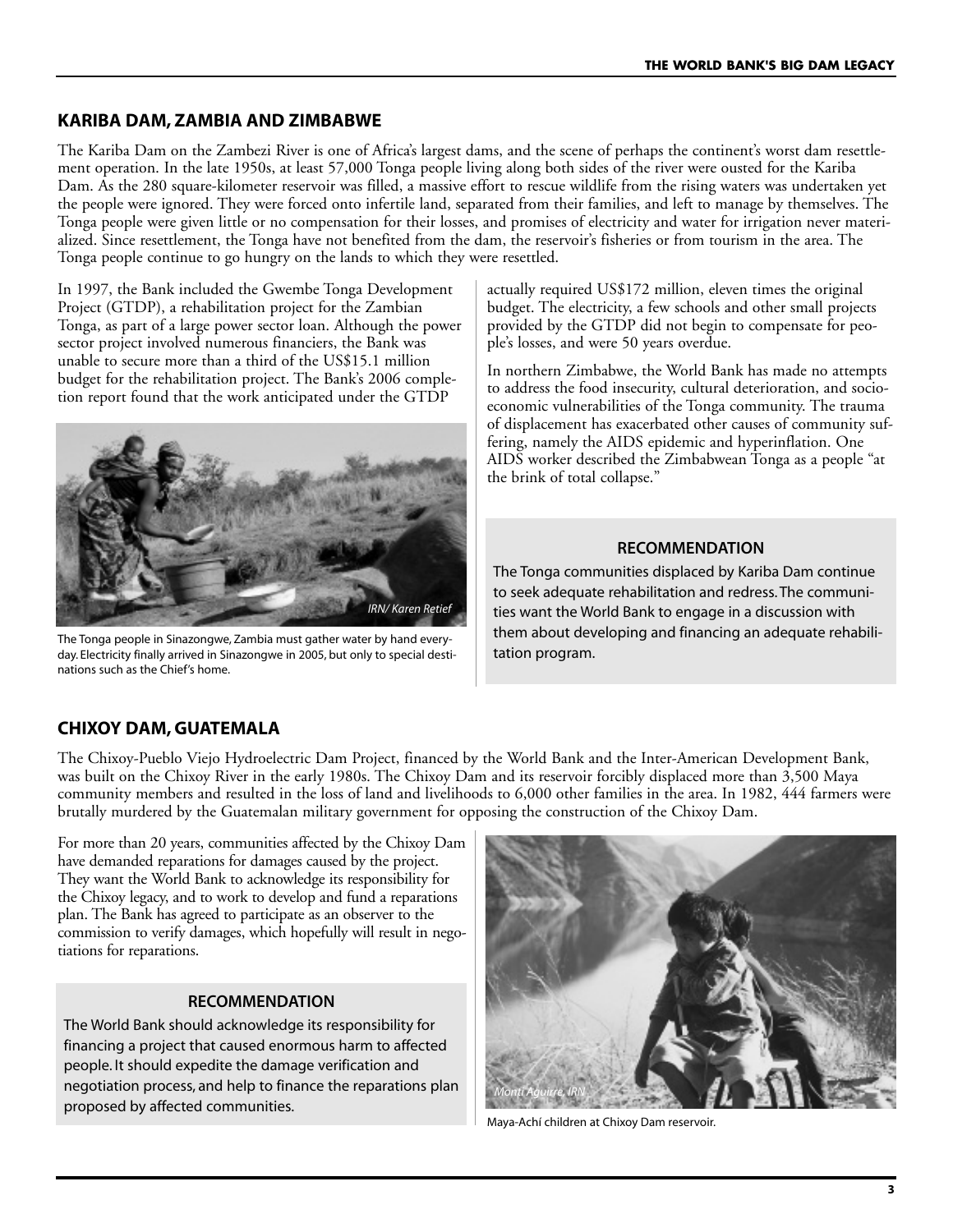## KARIBA DAM, ZAMBIA AND ZIMBABWE

The Kariba Dam on the Zambezi River is one of Africa's largest dams, and the scene of perhaps the continent's worst dam resettlement operation. In the late 1950s, at least 57,000 Tonga people living along both sides of the river were ousted for the Kariba Dam. As the 280 square-kilometer reservoir was filled, a massive effort to rescue wildlife from the rising waters was undertaken yet the people were ignored. They were forced onto infertile land, separated from their families, and left to manage by themselves. The Tonga people were given little or no compensation for their losses, and promises of electricity and water for irrigation never materialized. Since resettlement, the Tonga have not benefited from the dam, the reservoir's fisheries or from tourism in the area. The Tonga people continue to go hungry on the lands to which they were resettled.

In 1997, the Bank included the Gwembe Tonga Development Project (GTDP), a rehabilitation project for the Zambian Tonga, as part of a large power sector loan. Although the power sector project involved numerous financiers, the Bank was unable to secure more than a third of the US$15.1 million budget for the rehabilitation project. The Bank's 2006 completion report found that the work anticipated under the GTDP actually required US$172 million, eleven times the original budget. The electricity, a few schools and other small projects provided by the GTDP did not begin to compensate for people's losses, and were 50 years overdue.

IRN/ Karen Retief

The Tonga people in Sinazongwe, Zambia must gather water by hand everyday. Electricity finally arrived in Sinazongwe in 2005, but only to special destinations such as the Chief's home.

In northern Zimbabwe, the World Bank has made no attempts to address the food insecurity, cultural deterioration, and socioeconomic vulnerabilities of the Tonga community. The trauma of displacement has exacerbated other causes of community suffering, namely the AIDS epidemic and hyperinflation. One AIDS worker described the Zimbabwean Tonga as a people "at the brink of total collapse."

### RECOMMENDATION

The Tonga communities displaced by Kariba Dam continue to seek adequate rehabilitation and redress. The communities want the World Bank to engage in a discussion with them about developing and financing an adequate rehabilitation program.

## CHIXOY DAM, GUATEMALA

The Chixoy-Pueblo Viejo Hydroelectric Dam Project, financed by the World Bank and the Inter-American Development Bank, was built on the Chixoy River in the early 1980s. The Chixoy Dam and its reservoir forcibly displaced more than 3,500 Maya community members and resulted in the loss of land and livelihoods to 6,000 other families in the area. In 1982, 444 farmers were brutally murdered by the Guatemalan military government for opposing the construction of the Chixoy Dam.

For more than 20 years, communities affected by the Chixoy Dam have demanded reparations for damages caused by the project. They want the World Bank to acknowledge its responsibility for the Chixoy legacy, and to work to develop and fund a reparations plan. The Bank has agreed to participate as an observer to the commission to verify damages, which hopefully will result in negotiations for reparations.

### RECOMMENDATION

The World Bank should acknowledge its responsibility for financing a project that caused enormous harm to affected people. It should expedite the damage verification and negotiation process, and help to finance the reparations plan proposed by affected communities.

Monti Aguirre, IRN

Maya-Achí children at Chixoy Dam reservoir.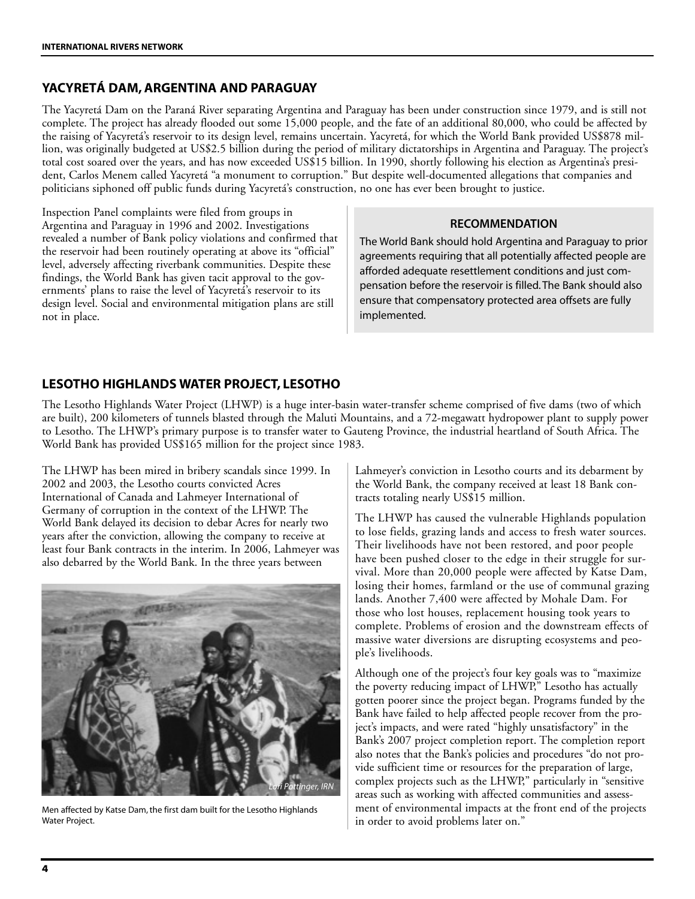## YACYRETÁ DAM, ARGENTINA AND PARAGUAY

The Yacyretá Dam on the Paraná River separating Argentina and Paraguay has been under construction since 1979, and is still not complete. The project has already flooded out some 15,000 people, and the fate of an additional 80,000, who could be affected by the raising of Yacyretá's reservoir to its design level, remains uncertain. Yacyretá, for which the World Bank provided US$878 million, was originally budgeted at US$2.5 billion during the period of military dictatorships in Argentina and Paraguay. The project's total cost soared over the years, and has now exceeded US$15 billion. In 1990, shortly following his election as Argentina's president, Carlos Menem called Yacyretá "a monument to corruption." But despite well-documented allegations that companies and politicians siphoned off public funds during Yacyretá's construction, no one has ever been brought to justice.

Inspection Panel complaints were filed from groups in Argentina and Paraguay in 1996 and 2002. Investigations revealed a number of Bank policy violations and confirmed that the reservoir had been routinely operating at above its "official" level, adversely affecting riverbank communities. Despite these findings, the World Bank has given tacit approval to the governments' plans to raise the level of Yacyretá's reservoir to its design level. Social and environmental mitigation plans are still not in place.

**RECOMMENDATION**

The World Bank should hold Argentina and Paraguay to prior agreements requiring that all potentially affected people are afforded adequate resettlement conditions and just compensation before the reservoir is filled. The Bank should also ensure that compensatory protected area offsets are fully implemented.

## LESOTHO HIGHLANDS WATER PROJECT, LESOTHO

The Lesotho Highlands Water Project (LHWP) is a huge inter-basin water-transfer scheme comprised of five dams (two of which are built), 200 kilometers of tunnels blasted through the Maluti Mountains, and a 72-megawatt hydropower plant to supply power to Lesotho. The LHWP's primary purpose is to transfer water to Gauteng Province, the industrial heartland of South Africa. The World Bank has provided US$165 million for the project since 1983.

The LHWP has been mired in bribery scandals since 1999. In 2002 and 2003, the Lesotho courts convicted Acres International of Canada and Lahmeyer International of Germany of corruption in the context of the LHWP. The World Bank delayed its decision to debar Acres for nearly two years after the conviction, allowing the company to receive at least four Bank contracts in the interim. In 2006, Lahmeyer was also debarred by the World Bank. In the three years between Lahmeyer's conviction in Lesotho courts and its debarment by the World Bank, the company received at least 18 Bank contracts totaling nearly US$15 million.

*Lori Pottinger, IRN*

Men affected by Katse Dam, the first dam built for the Lesotho Highlands Water Project.

The LHWP has caused the vulnerable Highlands population to lose fields, grazing lands and access to fresh water sources. Their livelihoods have not been restored, and poor people have been pushed closer to the edge in their struggle for survival. More than 20,000 people were affected by Katse Dam, losing their homes, farmland or the use of communal grazing lands. Another 7,400 were affected by Mohale Dam. For those who lost houses, replacement housing took years to complete. Problems of erosion and the downstream effects of massive water diversions are disrupting ecosystems and people's livelihoods.

Although one of the project's four key goals was to "maximize the poverty reducing impact of LHWP," Lesotho has actually gotten poorer since the project began. Programs funded by the Bank have failed to help affected people recover from the project's impacts, and were rated "highly unsatisfactory" in the Bank's 2007 project completion report. The completion report also notes that the Bank's policies and procedures "do not provide sufficient time or resources for the preparation of large, complex projects such as the LHWP," particularly in "sensitive areas such as working with affected communities and assessment of environmental impacts at the front end of the projects in order to avoid problems later on."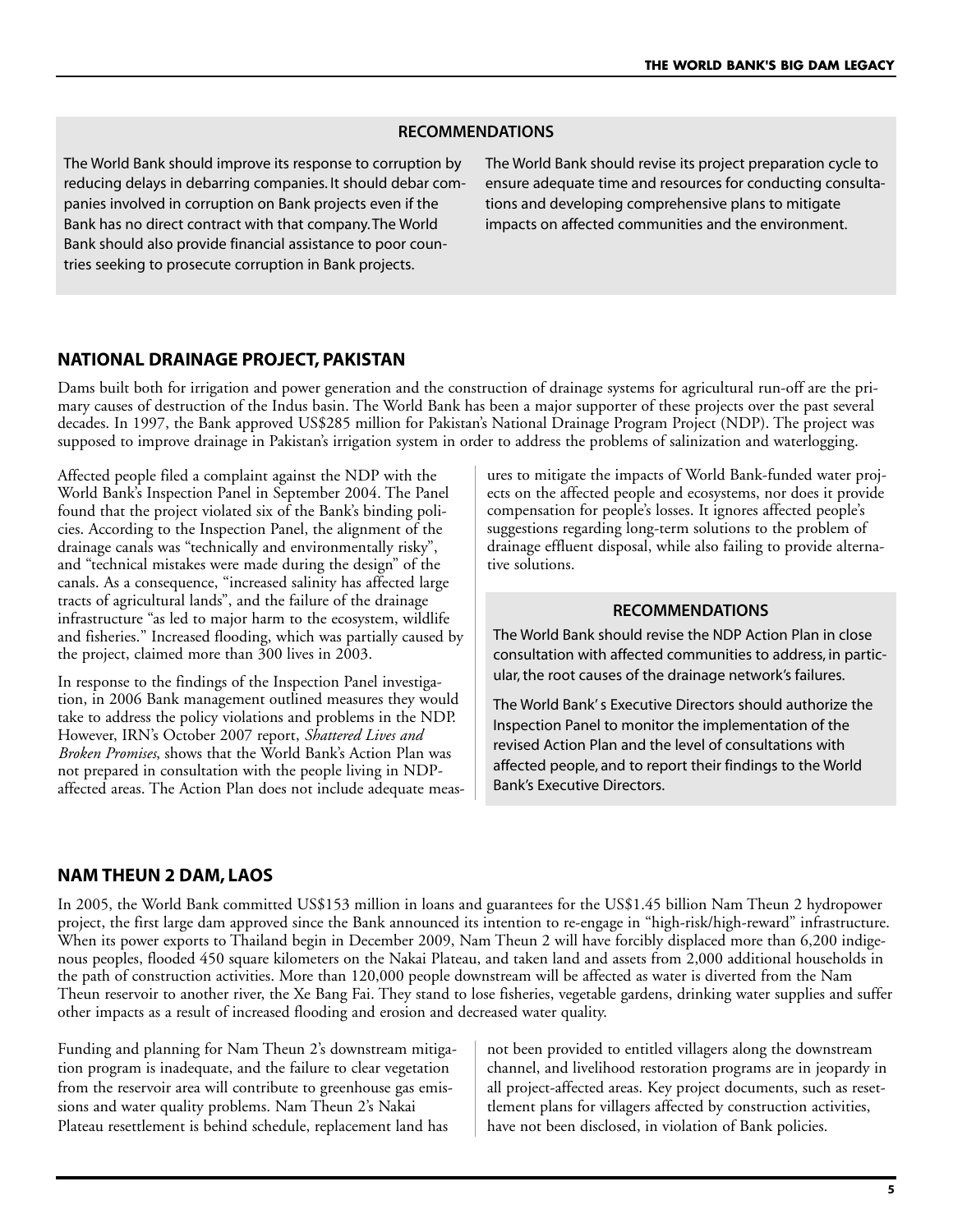### RECOMMENDATIONS

The World Bank should improve its response to corruption by reducing delays in debarring companies. It should debar companies involved in corruption on Bank projects even if the Bank has no direct contract with that company. The World Bank should also provide financial assistance to poor countries seeking to prosecute corruption in Bank projects.

The World Bank should revise its project preparation cycle to ensure adequate time and resources for conducting consultations and developing comprehensive plans to mitigate impacts on affected communities and the environment.

## NATIONAL DRAINAGE PROJECT, PAKISTAN

Dams built both for irrigation and power generation and the construction of drainage systems for agricultural run-off are the primary causes of destruction of the Indus basin. The World Bank has been a major supporter of these projects over the past several decades. In 1997, the Bank approved US$285 million for Pakistan's National Drainage Program Project (NDP). The project was supposed to improve drainage in Pakistan's irrigation system in order to address the problems of salinization and waterlogging.

Affected people filed a complaint against the NDP with the World Bank's Inspection Panel in September 2004. The Panel found that the project violated six of the Bank's binding policies. According to the Inspection Panel, the alignment of the drainage canals was "technically and environmentally risky", and "technical mistakes were made during the design" of the canals. As a consequence, "increased salinity has affected large tracts of agricultural lands", and the failure of the drainage infrastructure "as led to major harm to the ecosystem, wildlife and fisheries." Increased flooding, which was partially caused by the project, claimed more than 300 lives in 2003.

In response to the findings of the Inspection Panel investigation, in 2006 Bank management outlined measures they would take to address the policy violations and problems in the NDP. However, IRN's October 2007 report, *Shattered Lives and Broken Promises*, shows that the World Bank's Action Plan was not prepared in consultation with the people living in NDP-affected areas. The Action Plan does not include adequate measures to mitigate the impacts of World Bank-funded water projects on the affected people and ecosystems, nor does it provide compensation for people's losses. It ignores affected people's suggestions regarding long-term solutions to the problem of drainage effluent disposal, while also failing to provide alternative solutions.

### RECOMMENDATIONS

The World Bank should revise the NDP Action Plan in close consultation with affected communities to address, in particular, the root causes of the drainage network's failures.

The World Bank' s Executive Directors should authorize the Inspection Panel to monitor the implementation of the revised Action Plan and the level of consultations with affected people, and to report their findings to the World Bank's Executive Directors.

## NAM THEUN 2 DAM, LAOS

In 2005, the World Bank committed US$153 million in loans and guarantees for the US$1.45 billion Nam Theun 2 hydropower project, the first large dam approved since the Bank announced its intention to re-engage in "high-risk/high-reward" infrastructure. When its power exports to Thailand begin in December 2009, Nam Theun 2 will have forcibly displaced more than 6,200 indigenous peoples, flooded 450 square kilometers on the Nakai Plateau, and taken land and assets from 2,000 additional households in the path of construction activities. More than 120,000 people downstream will be affected as water is diverted from the Nam Theun reservoir to another river, the Xe Bang Fai. They stand to lose fisheries, vegetable gardens, drinking water supplies and suffer other impacts as a result of increased flooding and erosion and decreased water quality.

Funding and planning for Nam Theun 2's downstream mitigation program is inadequate, and the failure to clear vegetation from the reservoir area will contribute to greenhouse gas emissions and water quality problems. Nam Theun 2's Nakai Plateau resettlement is behind schedule, replacement land has not been provided to entitled villagers along the downstream channel, and livelihood restoration programs are in jeopardy in all project-affected areas. Key project documents, such as resettlement plans for villagers affected by construction activities, have not been disclosed, in violation of Bank policies.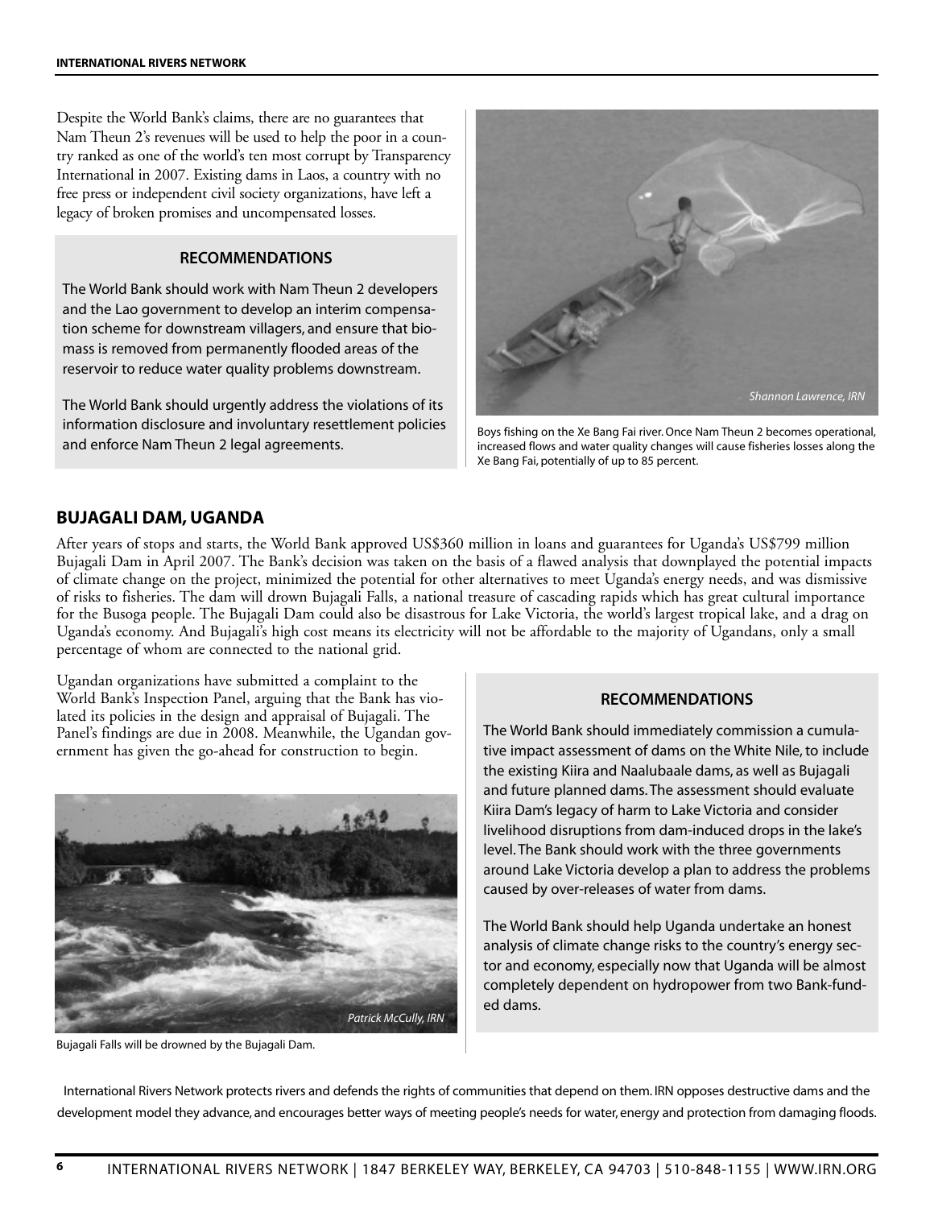Despite the World Bank's claims, there are no guarantees that Nam Theun 2's revenues will be used to help the poor in a country ranked as one of the world's ten most corrupt by Transparency International in 2007. Existing dams in Laos, a country with no free press or independent civil society organizations, have left a legacy of broken promises and uncompensated losses.

### RECOMMENDATIONS

The World Bank should work with Nam Theun 2 developers and the Lao government to develop an interim compensation scheme for downstream villagers, and ensure that biomass is removed from permanently flooded areas of the reservoir to reduce water quality problems downstream.

The World Bank should urgently address the violations of its information disclosure and involuntary resettlement policies and enforce Nam Theun 2 legal agreements.

*Shannon Lawrence, IRN*

Boys fishing on the Xe Bang Fai river. Once Nam Theun 2 becomes operational, increased flows and water quality changes will cause fisheries losses along the Xe Bang Fai, potentially of up to 85 percent.

## BUJAGALI DAM, UGANDA

After years of stops and starts, the World Bank approved US$360 million in loans and guarantees for Uganda's US$799 million Bujagali Dam in April 2007. The Bank's decision was taken on the basis of a flawed analysis that downplayed the potential impacts of climate change on the project, minimized the potential for other alternatives to meet Uganda's energy needs, and was dismissive of risks to fisheries. The dam will drown Bujagali Falls, a national treasure of cascading rapids which has great cultural importance for the Busoga people. The Bujagali Dam could also be disastrous for Lake Victoria, the world's largest tropical lake, and a drag on Uganda's economy. And Bujagali's high cost means its electricity will not be affordable to the majority of Ugandans, only a small percentage of whom are connected to the national grid.

Ugandan organizations have submitted a complaint to the World Bank's Inspection Panel, arguing that the Bank has violated its policies in the design and appraisal of Bujagali. The Panel's findings are due in 2008. Meanwhile, the Ugandan government has given the go-ahead for construction to begin.

*Patrick McCully, IRN*

Bujagali Falls will be drowned by the Bujagali Dam.

### RECOMMENDATIONS

The World Bank should immediately commission a cumulative impact assessment of dams on the White Nile, to include the existing Kiira and Naalubaale dams, as well as Bujagali and future planned dams. The assessment should evaluate Kiira Dam's legacy of harm to Lake Victoria and consider livelihood disruptions from dam-induced drops in the lake's level. The Bank should work with the three governments around Lake Victoria develop a plan to address the problems caused by over-releases of water from dams.

The World Bank should help Uganda undertake an honest analysis of climate change risks to the country's energy sector and economy, especially now that Uganda will be almost completely dependent on hydropower from two Bank-funded dams.

International Rivers Network protects rivers and defends the rights of communities that depend on them. IRN opposes destructive dams and the development model they advance, and encourages better ways of meeting people's needs for water, energy and protection from damaging floods.

INTERNATIONAL RIVERS NETWORK | 1847 BERKELEY WAY, BERKELEY, CA 94703 | 510-848-1155 | WWW.IRN.ORG